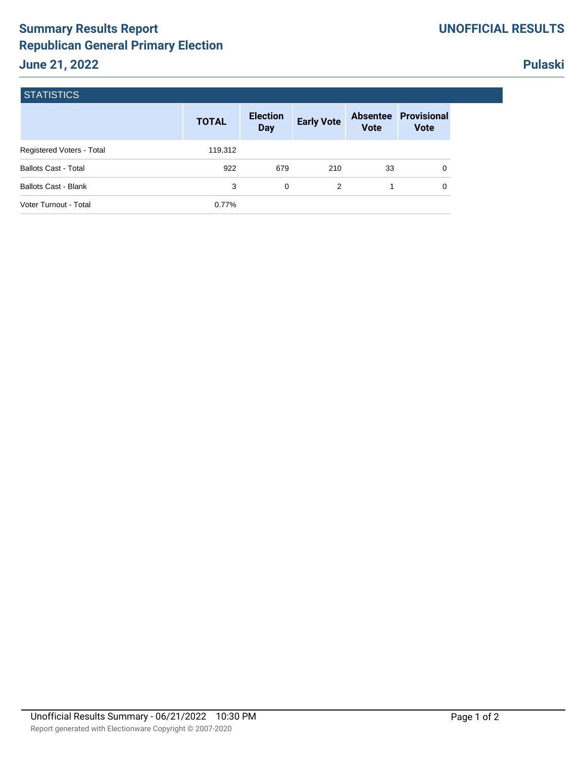# Summary Results Report
# Republican General Primary Election
## June 21, 2022

**UNOFFICIAL RESULTS**

**Pulaski**

### STATISTICS

| | TOTAL | Election Day | Early Vote | Absentee Vote | Provisional Vote |
|---|---|---|---|---|---|
| Registered Voters - Total | 119,312 | | | | |
| Ballots Cast - Total | 922 | 679 | 210 | 33 | 0 |
| Ballots Cast - Blank | 3 | 0 | 2 | 1 | 0 |
| Voter Turnout - Total | 0.77% | | | | |

Unofficial Results Summary - 06/21/2022 10:30 PM

Report generated with Electionware Copyright © 2007-2020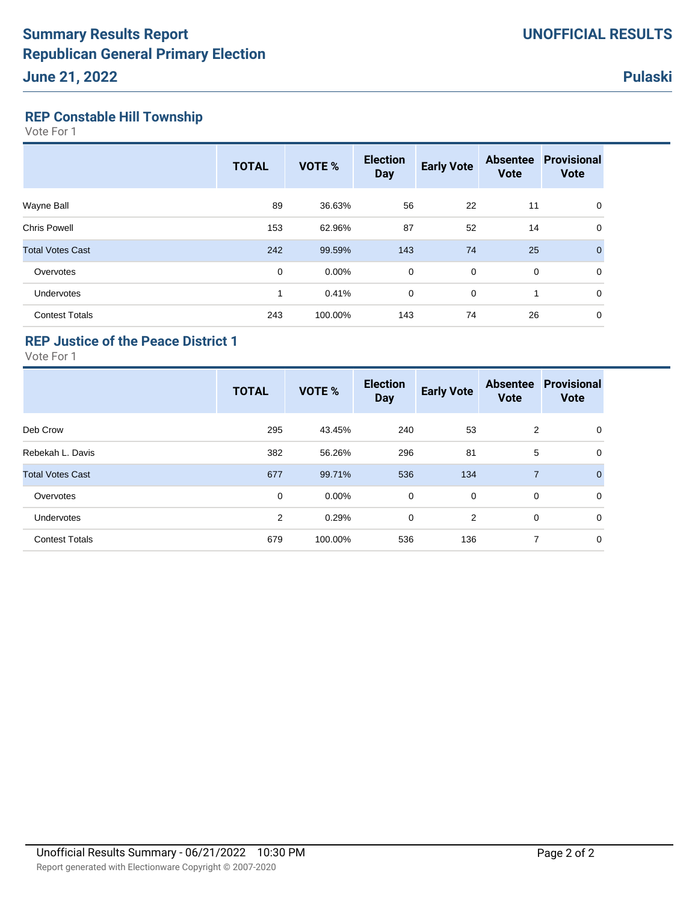# Summary Results Report
# Republican General Primary Election
## June 21, 2022

**UNOFFICIAL RESULTS**

**Pulaski**

### REP Constable Hill Township

Vote For 1

| | TOTAL | VOTE % | Election Day | Early Vote | Absentee Vote | Provisional Vote |
|---|---|---|---|---|---|---|
| Wayne Ball | 89 | 36.63% | 56 | 22 | 11 | 0 |
| Chris Powell | 153 | 62.96% | 87 | 52 | 14 | 0 |
| Total Votes Cast | 242 | 99.59% | 143 | 74 | 25 | 0 |
| Overvotes | 0 | 0.00% | 0 | 0 | 0 | 0 |
| Undervotes | 1 | 0.41% | 0 | 0 | 1 | 0 |
| Contest Totals | 243 | 100.00% | 143 | 74 | 26 | 0 |

### REP Justice of the Peace District 1

Vote For 1

| | TOTAL | VOTE % | Election Day | Early Vote | Absentee Vote | Provisional Vote |
|---|---|---|---|---|---|---|
| Deb Crow | 295 | 43.45% | 240 | 53 | 2 | 0 |
| Rebekah L. Davis | 382 | 56.26% | 296 | 81 | 5 | 0 |
| Total Votes Cast | 677 | 99.71% | 536 | 134 | 7 | 0 |
| Overvotes | 0 | 0.00% | 0 | 0 | 0 | 0 |
| Undervotes | 2 | 0.29% | 0 | 2 | 0 | 0 |
| Contest Totals | 679 | 100.00% | 536 | 136 | 7 | 0 |

Unofficial Results Summary - 06/21/2022 10:30 PM

Report generated with Electionware Copyright © 2007-2020